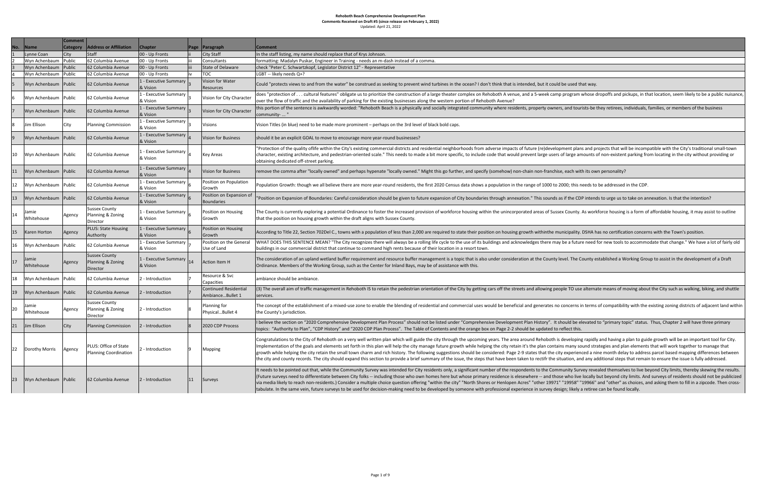**Rehoboth Beach Comprehensive Development Plan**
**Comments Received on Draft #5 (since release on February 1, 2022)**
Updated: April 21, 2022

| No. | Name | Comment Category | Address or Affiliation | Chapter | Page | Paragraph | Comment |
|---|---|---|---|---|---|---|---|
| 1 | Lynne Coan | City | Staff | 00 - Up Fronts | ii | City Staff | In the staff listing, my name should replace that of Krys Johnson. |
| 2 | Wyn Achenbaum | Public | 62 Columbia Avenue | 00 - Up Fronts | iii | Consultants | formatting: Madalyn Puskar, Engineer in Training - needs an m-dash instead of a comma. |
| 3 | Wyn Achenbaum | Public | 62 Columbia Avenue | 00 - Up Fronts | iii | State of Delaware | check "Peter C. Schwartzkopf, Legislator District 12" - Representative |
| 4 | Wyn Achenbaum | Public | 62 Columbia Avenue | 00 - Up Fronts | iv | TOC | LGBT -- likely needs Q+? |
| 5 | Wyn Achenbaum | Public | 62 Columbia Avenue | 1 - Executive Summary & Vision | 3 | Vision for Water Resources | Could "protects views to and from the water" be construed as seeking to prevent wind turbines in the ocean? I don't think that is intended, but it could be used that way. |
| 6 | Wyn Achenbaum | Public | 62 Columbia Avenue | 1 - Executive Summary & Vision | 3 | Vision for City Character | does "protection of . . . cultural features" obligate us to prioritize the construction of a large theater complex on Rehoboth A venue, and a 5-week camp program whose dropoffs and pickups, in that location, seem likely to be a public nuisance, over the flow of traffic and the availability of parking for the existing businesses along the western portion of Rehoboth Avenue? |
| 7 | Wyn Achenbaum | Public | 62 Columbia Avenue | 1 - Executive Summary & Vision | 3 | Vision for City Character | this portion of the sentence is awkwardly worded: "Rehoboth Beach is a physically and socially integrated community where residents, property owners, and tourists-be they retirees, individuals, families, or members of the business community- ... " |
| 8 | Jim Ellison | City | Planning Commission | 1 - Executive Summary & Vision | 3 | Visions | Vision Titles (in blue) need to be made more prominent – perhaps on the 3rd level of black bold caps. |
| 9 | Wyn Achenbaum | Public | 62 Columbia Avenue | 1 - Executive Summary & Vision | 4 | Vision for Business | should it be an explicit GOAL to move to encourage more year-round businesses? |
| 10 | Wyn Achenbaum | Public | 62 Columbia Avenue | 1 - Executive Summary & Vision | 4 | Key Areas | "Protection of the quality oflife within the City's existing commercial districts and residential neighborhoods from adverse impacts of future (re)development plans and projects that will be incompatible with the City's traditional small-town character, existing architecture, and pedestrian-oriented scale." This needs to made a bit more specific, to include code that would prevent large users of large amounts of non-existent parking from locating in the city without providing or obtaining dedicated off-street parking. |
| 11 | Wyn Achenbaum | Public | 62 Columbia Avenue | 1 - Executive Summary & Vision | 4 | Vision for Business | remove the comma after "locally owned" and perhaps hypenate "locally owned." Might this go further, and specify (somehow) non-chain non-franchise, each with its own personality? |
| 12 | Wyn Achenbaum | Public | 62 Columbia Avenue | 1 - Executive Summary & Vision | 6 | Position on Population Growth | Population Growth: though we all believe there are more year-round residents, the first 2020 Census data shows a population in the range of 1000 to 2000; this needs to be addressed in the CDP. |
| 13 | Wyn Achenbaum | Public | 62 Columbia Avenue | 1 - Executive Summary & Vision | 6 | Position on Expansion of Boundaries | "Position on Expansion of Boundaries: Careful consideration should be given to future expansion of City boundaries through annexation." This sounds as if the CDP intends to urge us to take on annexation. Is that the intention? |
| 14 | Jamie Whitehouse | Agency | Sussex County Planning & Zoning Director | 1 - Executive Summary & Vision | 6 | Position on Housing Growth | The County is currently exploring a potential Ordinance to foster the increased provision of workforce housing within the unincorporated areas of Sussex County. As workforce housing is a form of affordable housing, it may assist to outline that the position on housing growth within the draft aligns with Sussex County. |
| 15 | Karen Horton | Agency | PLUS: State Housing Authority | 1 - Executive Summary & Vision | 6 | Position on Housing Growth | According to Title 22, Section 702Del C., towns with a population of less than 2,000 are required to state their position on housing growth withinthe municipality. DSHA has no certification concerns with the Town's position. |
| 16 | Wyn Achenbaum | Public | 62 Columbia Avenue | 1 - Executive Summary & Vision | 7 | Position on the General Use of Land | WHAT DOES THIS SENTENCE MEAN? "The City recognizes there will always be a rolling life cycle to the use of its buildings and acknowledges there may be a future need for new tools to accommodate that change." We have a lot of fairly old buildings in our commercial district that continue to command high rents because of their location in a resort town. |
| 17 | Jamie Whitehouse | Agency | Sussex County Planning & Zoning Director | 1 - Executive Summary & Vision | 14 | Action Item H | The consideration of an upland wetland buffer requirement and resource buffer management is a topic that is also under consideration at the County level. The County established a Working Group to assist in the development of a Draft Ordinance. Members of the Working Group, such as the Center for Inland Bays, may be of assistance with this. |
| 18 | Wyn Achenbaum | Public | 62 Columbia Avenue | 2 - Introduction | 7 | Resource & Svc Capacities | ambiance should be ambiance. |
| 19 | Wyn Achenbaum | Public | 62 Columbia Avenue | 2 - Introduction | 7 | Continued Residential Ambiance...Bullet 1 | (3) The overall aim of traffic management in Rehoboth IS to retain the pedestrian orientation of the City by getting cars off the streets and allowing people TO use alternate means of moving about the City such as walking, biking, and shuttle services. |
| 20 | Jamie Whitehouse | Agency | Sussex County Planning & Zoning Director | 2 - Introduction | 8 | Planning for Physical...Bullet 4 | The concept of the establishment of a mixed-use zone to enable the blending of residential and commercial uses would be beneficial and generates no concerns in terms of compatibility with the existing zoning districts of adjacent land within the County's jurisdiction. |
| 21 | Jim Ellison | City | Planning Commission | 2 - Introduction | 8 | 2020 CDP Process | I believe the section on "2020 Comprehensive Development Plan Process" should not be listed under "Comprehensive Development Plan History". It should be elevated to "primary topic" status. Thus, Chapter 2 will have three primary topics: "Authority to Plan", "CDP History" and "2020 CDP Plan Process". The Table of Contents and the orange box on Page 2-2 should be updated to reflect this. |
| 22 | Dorothy Morris | Agency | PLUS: Office of State Planning Coordination | 2 - Introduction | 9 | Mapping | Congratulations to the City of Rehoboth on a very well written plan which will guide the city through the upcoming years. The area around Rehoboth is developing rapidly and having a plan to guide growth will be an important tool for City. Implementation of the goals and elements set forth in this plan will help the city manage future growth while helping the city retain it's the plan contains many sound strategies and plan elements that will work together to manage that growth while helping the city retain the small town charm and rich history. The following suggestions should be considered: Page 2-9 states that the city experienced a nine month delay to address parcel based mapping differences between the city and county records. The city should expand this section to provide a brief summary of the issue, the steps that have been taken to rectifr the situation, and any additional steps that remain to ensure the issue is fully addressed. |
| 23 | Wyn Achenbaum | Public | 62 Columbia Avenue | 2 - Introduction | 11 | Surveys | It needs to be pointed out that, while the Community Survey was intended for City residents only, a significant number of the respondents to the Community Survey revealed themselves to live beyond City limits, thereby skewing the results. (Future surveys need to differentiate between City folks -- including those who own homes here but whose primary residence is elsewhere -- and those who live locally but beyond city limits. And surveys of residents should not be publicized via media likely to reach non-residents.) Consider a multiple choice question offering "within the city" "North Shores or Henlopen Acres" "other 19971" "19958" "19966" and "other" as choices, and asking them to fill in a zipcode. Then cross-tabulate. In the same vein, future surveys to be used for decision-making need to be developed by someone with professional experience in survey design; likely a retiree can be found locally. |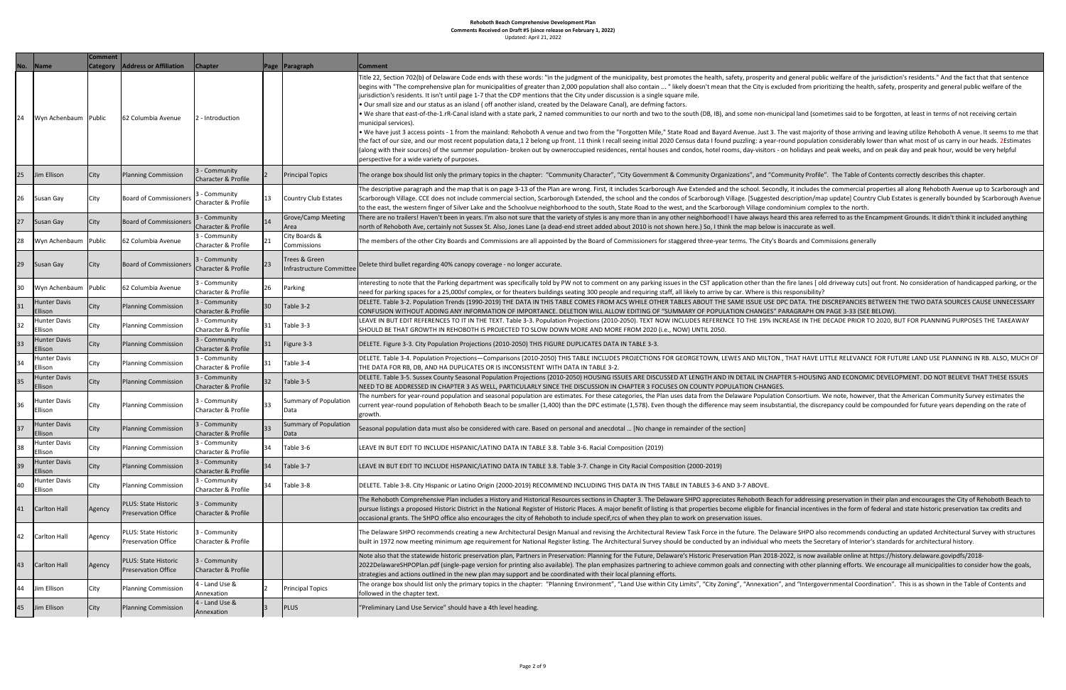# Rehoboth Beach Comprehensive Development Plan
## Comments Received on Draft #5 (since release on February 1, 2022)
Updated: April 21, 2022

| No. | Name | Comment Category | Address or Affiliation | Chapter | Page | Paragraph | Comment |
|---|---|---|---|---|---|---|---|
| 24 | Wyn Achenbaum | Public | 62 Columbia Avenue | 2 - Introduction | | | Title 22, Section 702(b) of Delaware Code ends with these words: "in the judgment of the municipality, best promotes the health, safety, prosperity and general public welfare of the jurisdiction's residents." And the fact that that sentence begins with "The comprehensive plan for municipalities of greater than 2,000 population shall also contain ... " likely doesn't mean that the City is excluded from prioritizing the health, safety, prosperity and general public welfare of the jurisdiction's residents. It isn't until page 1-7 that the CDP mentions that the City under discussion is a single square mile. • Our small size and our status as an island ( off another island, created by the Delaware Canal), are defining factors. • We share that east-of-the-1.rR-Canal island with a state park, 2 named communities to our north and two to the south (DB, IB), and some non-municipal land (sometimes said to be forgotten, at least in terms of not receiving certain municipal services). • We have just 3 access points - 1 from the mainland: Rehoboth A venue and two from the "Forgotten Mile," State Road and Bayard Avenue. Just 3. The vast majority of those arriving and leaving utilize Rehoboth A venue. It seems to me that the fact of our size, and our most recent population data,1 2 belong up front. 11 think I recall seeing initial 2020 Census data I found puzzling: a year-round population considerably lower than what most of us carry in our heads. 2Estimates (along with their sources) of the summer population- broken out by owneroccupied residences, rental houses and condos, hotel rooms, day-visitors - on holidays and peak weeks, and on peak day and peak hour, would be very helpful perspective for a wide variety of purposes. |
| 25 | Jim Ellison | City | Planning Commission | 3 - Community Character & Profile | 2 | Principal Topics | The orange box should list only the primary topics in the chapter: "Community Character", "City Government & Community Organizations", and "Community Profile". The Table of Contents correctly describes this chapter. |
| 26 | Susan Gay | City | Board of Commissioners | 3 - Community Character & Profile | 13 | Country Club Estates | The descriptive paragraph and the map that is on page 3-13 of the Plan are wrong. First, it includes Scarborough Ave Extended and the school. Secondly, it includes the commercial properties all along Rehoboth Avenue up to Scarborough and Scarborough Village. CCE does not include commercial section, Scarborough Extended, the school and the condos of Scarborough Village. [Suggested description/map update] Country Club Estates is generally bounded by Scarborough Avenue to the east, the western finger of Silver Lake and the Schoolvue neighborhood to the south, State Road to the west, and the Scarborough Village condominium complex to the north. |
| 27 | Susan Gay | City | Board of Commissioners | 3 - Community Character & Profile | 14 | Grove/Camp Meeting Area | There are no trailers! Haven't been in years. I'm also not sure that the variety of styles is any more than in any other neighborhood! I have always heard this area referred to as the Encampment Grounds. It didn't think it included anything north of Rehoboth Ave, certainly not Sussex St. Also, Jones Lane (a dead-end street added about 2010 is not shown here.) So, I think the map below is inaccurate as well. |
| 28 | Wyn Achenbaum | Public | 62 Columbia Avenue | 3 - Community Character & Profile | 21 | City Boards & Commissions | The members of the other City Boards and Commissions are all appointed by the Board of Commissioners for staggered three-year terms. The City's Boards and Commissions generally |
| 29 | Susan Gay | City | Board of Commissioners | 3 - Community Character & Profile | 23 | Trees & Green Infrastructure Committee | Delete third bullet regarding 40% canopy coverage - no longer accurate. |
| 30 | Wyn Achenbaum | Public | 62 Columbia Avenue | 3 - Community Character & Profile | 26 | Parking | interesting to note that the Parking department was specifically told by PW not to comment on any parking issues in the CST application other than the fire lanes [ old driveway cuts] out front. No consideration of handicapped parking, or the need for parking spaces for a 25,000sf complex, or for theaters buildings seating 300 people and requiring staff, all likely to arrive by car. Where is this responsibility? |
| 31 | Hunter Davis Ellison | City | Planning Commission | 3 - Community Character & Profile | 30 | Table 3-2 | DELETE. Table 3-2. Population Trends (1990-2019) THE DATA IN THIS TABLE COMES FROM ACS WHILE OTHER TABLES ABOUT THE SAME ISSUE USE DPC DATA. THE DISCREPANCIES BETWEEN THE TWO DATA SOURCES CAUSE UNNECESSARY CONFUSION WITHOUT ADDING ANY INFORMATION OF IMPORTANCE. DELETION WILL ALLOW EDITING OF "SUMMARY OF POPULATION CHANGES" PARAGRAPH ON PAGE 3-33 (SEE BELOW). |
| 32 | Hunter Davis Ellison | City | Planning Commission | 3 - Community Character & Profile | 31 | Table 3-3 | LEAVE IN BUT EDIT REFERENCES TO IT IN THE TEXT. Table 3-3. Population Projections (2010-2050). TEXT NOW INCLUDES REFERENCE TO THE 19% INCREASE IN THE DECADE PRIOR TO 2020, BUT FOR PLANNING PURPOSES THE TAKEAWAY SHOULD BE THAT GROWTH IN REHOBOTH IS PROJECTED TO SLOW DOWN MORE AND MORE FROM 2020 (i.e., NOW) UNTIL 2050. |
| 33 | Hunter Davis Ellison | City | Planning Commission | 3 - Community Character & Profile | 31 | Figure 3-3 | DELETE. Figure 3-3. City Population Projections (2010-2050) THIS FIGURE DUPLICATES DATA IN TABLE 3-3. |
| 34 | Hunter Davis Ellison | City | Planning Commission | 3 - Community Character & Profile | 31 | Table 3-4 | DELETE. Table 3-4. Population Projections—Comparisons (2010-2050) THIS TABLE INCLUDES PROJECTIONS FOR GEORGETOWN, LEWES AND MILTON., THAT HAVE LITTLE RELEVANCE FOR FUTURE LAND USE PLANNING IN RB. ALSO, MUCH OF THE DATA FOR RB, DB, AND HA DUPLICATES OR IS INCONSISTENT WITH DATA IN TABLE 3-2. |
| 35 | Hunter Davis Ellison | City | Planning Commission | 3 - Community Character & Profile | 32 | Table 3-5 | DELETE. Table 3-5. Sussex County Seasonal Population Projections (2010-2050) HOUSING ISSUES ARE DISCUSSED AT LENGTH AND IN DETAIL IN CHAPTER 5-HOUSING AND ECONOMIC DEVELOPMENT. DO NOT BELIEVE THAT THESE ISSUES NEED TO BE ADDRESSED IN CHAPTER 3 AS WELL, PARTICULARLY SINCE THE DISCUSSION IN CHAPTER 3 FOCUSES ON COUNTY POPULATION CHANGES. |
| 36 | Hunter Davis Ellison | City | Planning Commission | 3 - Community Character & Profile | 33 | Summary of Population Data | The numbers for year-round population and seasonal population are estimates. For these categories, the Plan uses data from the Delaware Population Consortium. We note, however, that the American Community Survey estimates the current year-round population of Rehoboth Beach to be smaller (1,400) than the DPC estimate (1,578). Even though the difference may seem insubstantial, the discrepancy could be compounded for future years depending on the rate of growth. |
| 37 | Hunter Davis Ellison | City | Planning Commission | 3 - Community Character & Profile | 33 | Summary of Population Data | Seasonal population data must also be considered with care. Based on personal and anecdotal ... [No change in remainder of the section] |
| 38 | Hunter Davis Ellison | City | Planning Commission | 3 - Community Character & Profile | 34 | Table 3-6 | LEAVE IN BUT EDIT TO INCLUDE HISPANIC/LATINO DATA IN TABLE 3.8. Table 3-6. Racial Composition (2019) |
| 39 | Hunter Davis Ellison | City | Planning Commission | 3 - Community Character & Profile | 34 | Table 3-7 | LEAVE IN BUT EDIT TO INCLUDE HISPANIC/LATINO DATA IN TABLE 3.8. Table 3-7. Change in City Racial Composition (2000-2019) |
| 40 | Hunter Davis Ellison | City | Planning Commission | 3 - Community Character & Profile | 34 | Table 3-8 | DELETE. Table 3-8. City Hispanic or Latino Origin (2000-2019) RECOMMEND INCLUDING THIS DATA IN THIS TABLE IN TABLES 3-6 AND 3-7 ABOVE. |
| 41 | Carlton Hall | Agency | PLUS: State Historic Preservation Office | 3 - Community Character & Profile | | | The Rehoboth Comprehensive Plan includes a History and Historical Resources sections in Chapter 3. The Delaware SHPO appreciates Rehoboth Beach for addressing preservation in their plan and encourages the City of Rehoboth Beach to pursue listings a proposed Historic District in the National Register of Historic Places. A major benefit of listing is that properties become eligible for financial incentives in the form of federal and state historic preservation tax credits and occasional grants. The SHPO office also encourages the city of Rehoboth to include specif,rcs of when they plan to work on preservation issues. |
| 42 | Carlton Hall | Agency | PLUS: State Historic Preservation Office | 3 - Community Character & Profile | | | The Delaware SHPO recommends creating a new Architectural Design Manual and revising the Architectural Review Task Force in the future. The Delaware SHPO also recommends conducting an updated Architectural Survey with structures built in 1972 now meeting minimum age requirement for National Register listing. The Architectural Survey should be conducted by an individual who meets the Secretary of Interior's standards for architectural history. |
| 43 | Carlton Hall | Agency | PLUS: State Historic Preservation Office | 3 - Community Character & Profile | | | Note also that the statewide historic preservation plan, Partners in Preservation: Planning for the Future, Delaware's Historic Preservation Plan 2018-2022, is now available online at https://history.delaware.govipdfs/2018-2022DelawareSHPOPlan.pdf (single-page version for printing also available). The plan emphasizes partnering to achieve common goals and connecting with other planning efforts. We encourage all municipalities to consider how the goals, strategies and actions outlined in the new plan may support and be coordinated with their local planning efforts. |
| 44 | Jim Ellison | City | Planning Commission | 4 - Land Use & Annexation | 2 | Principal Topics | The orange box should list only the primary topics in the chapter: "Planning Environment", "Land Use within City Limits", "City Zoning", "Annexation", and "Intergovernmental Coordination". This is as shown in the Table of Contents and followed in the chapter text. |
| 45 | Jim Ellison | City | Planning Commission | 4 - Land Use & Annexation | 3 | PLUS | "Preliminary Land Use Service" should have a 4th level heading. |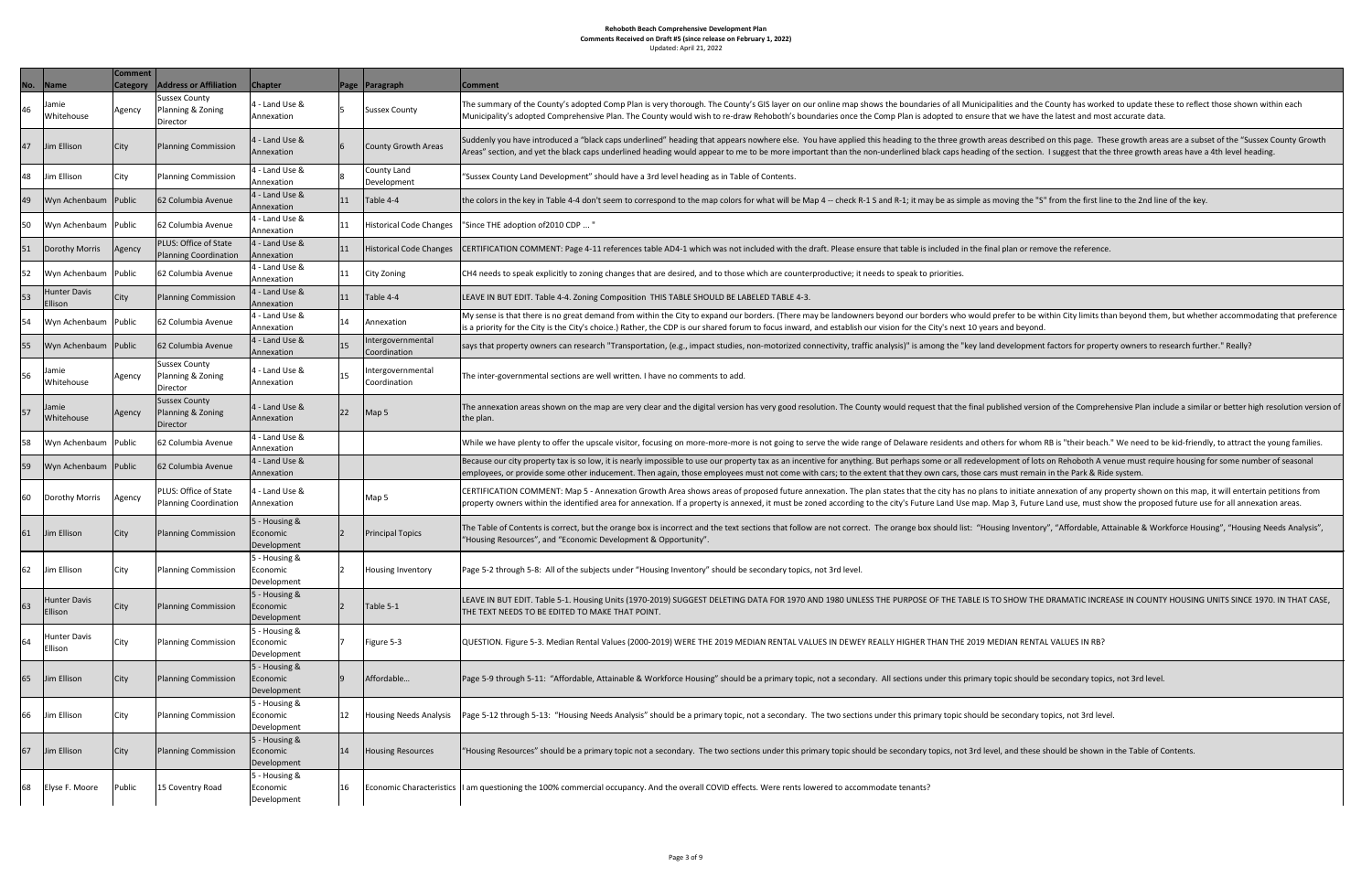**Rehoboth Beach Comprehensive Development Plan**
**Comments Received on Draft #5 (since release on February 1, 2022)**
Updated: April 21, 2022

| No. | Name | Comment Category | Address or Affiliation | Chapter | Page | Paragraph | Comment |
|---|---|---|---|---|---|---|---|
| 46 | Jamie Whitehouse | Agency | Sussex County Planning & Zoning Director | 4 - Land Use & Annexation | 5 | Sussex County | The summary of the County's adopted Comp Plan is very thorough. The County's GIS layer on our online map shows the boundaries of all Municipalities and the County has worked to update these to reflect those shown within each Municipality's adopted Comprehensive Plan. The County would wish to re-draw Rehoboth's boundaries once the Comp Plan is adopted to ensure that we have the latest and most accurate data. |
| 47 | Jim Ellison | City | Planning Commission | 4 - Land Use & Annexation | 6 | County Growth Areas | Suddenly you have introduced a "black caps underlined" heading that appears nowhere else. You have applied this heading to the three growth areas described on this page. These growth areas are a subset of the "Sussex County Growth Areas" section, and yet the black caps underlined heading would appear to me to be more important than the non-underlined black caps heading of the section. I suggest that the three growth areas have a 4th level heading. |
| 48 | Jim Ellison | City | Planning Commission | 4 - Land Use & Annexation | 8 | County Land Development | "Sussex County Land Development" should have a 3rd level heading as in Table of Contents. |
| 49 | Wyn Achenbaum | Public | 62 Columbia Avenue | 4 - Land Use & Annexation | 11 | Table 4-4 | the colors in the key in Table 4-4 don't seem to correspond to the map colors for what will be Map 4 -- check R-1 S and R-1; it may be as simple as moving the "S" from the first line to the 2nd line of the key. |
| 50 | Wyn Achenbaum | Public | 62 Columbia Avenue | 4 - Land Use & Annexation | 11 | Historical Code Changes | "Since THE adoption of2010 CDP ... " |
| 51 | Dorothy Morris | Agency | PLUS: Office of State Planning Coordination | 4 - Land Use & Annexation | 11 | Historical Code Changes | CERTIFICATION COMMENT: Page 4-11 references table AD4-1 which was not included with the draft. Please ensure that table is included in the final plan or remove the reference. |
| 52 | Wyn Achenbaum | Public | 62 Columbia Avenue | 4 - Land Use & Annexation | 11 | City Zoning | CH4 needs to speak explicitly to zoning changes that are desired, and to those which are counterproductive; it needs to speak to priorities. |
| 53 | Hunter Davis Ellison | City | Planning Commission | 4 - Land Use & Annexation | 11 | Table 4-4 | LEAVE IN BUT EDIT. Table 4-4. Zoning Composition THIS TABLE SHOULD BE LABELED TABLE 4-3. |
| 54 | Wyn Achenbaum | Public | 62 Columbia Avenue | 4 - Land Use & Annexation | 14 | Annexation | My sense is that there is no great demand from within the City to expand our borders. (There may be landowners beyond our borders who would prefer to be within City limits than beyond them, but whether accommodating that preference is a priority for the City is the City's choice.) Rather, the CDP is our shared forum to focus inward, and establish our vision for the City's next 10 years and beyond. |
| 55 | Wyn Achenbaum | Public | 62 Columbia Avenue | 4 - Land Use & Annexation | 15 | Intergovernmental Coordination | says that property owners can research "Transportation, (e.g., impact studies, non-motorized connectivity, traffic analysis)" is among the "key land development factors for property owners to research further." Really? |
| 56 | Jamie Whitehouse | Agency | Sussex County Planning & Zoning Director | 4 - Land Use & Annexation | 15 | Intergovernmental Coordination | The inter-governmental sections are well written. I have no comments to add. |
| 57 | Jamie Whitehouse | Agency | Sussex County Planning & Zoning Director | 4 - Land Use & Annexation | 22 | Map 5 | The annexation areas shown on the map are very clear and the digital version has very good resolution. The County would request that the final published version of the Comprehensive Plan include a similar or better high resolution version of the plan. |
| 58 | Wyn Achenbaum | Public | 62 Columbia Avenue | 4 - Land Use & Annexation | | | While we have plenty to offer the upscale visitor, focusing on more-more-more is not going to serve the wide range of Delaware residents and others for whom RB is "their beach." We need to be kid-friendly, to attract the young families. |
| 59 | Wyn Achenbaum | Public | 62 Columbia Avenue | 4 - Land Use & Annexation | | | Because our city property tax is so low, it is nearly impossible to use our property tax as an incentive for anything. But perhaps some or all redevelopment of lots on Rehoboth A venue must require housing for some number of seasonal employees, or provide some other inducement. Then again, those employees must not come with cars; to the extent that they own cars, those cars must remain in the Park & Ride system. |
| 60 | Dorothy Morris | Agency | PLUS: Office of State Planning Coordination | 4 - Land Use & Annexation | | Map 5 | CERTIFICATION COMMENT: Map 5 - Annexation Growth Area shows areas of proposed future annexation. The plan states that the city has no plans to initiate annexation of any property shown on this map, it will entertain petitions from property owners within the identified area for annexation. If a property is annexed, it must be zoned according to the city's Future Land Use map. Map 3, Future Land use, must show the proposed future use for all annexation areas. |
| 61 | Jim Ellison | City | Planning Commission | 5 - Housing & Economic Development | 2 | Principal Topics | The Table of Contents is correct, but the orange box is incorrect and the text sections that follow are not correct. The orange box should list: "Housing Inventory", "Affordable, Attainable & Workforce Housing", "Housing Needs Analysis", "Housing Resources", and "Economic Development & Opportunity". |
| 62 | Jim Ellison | City | Planning Commission | 5 - Housing & Economic Development | 2 | Housing Inventory | Page 5-2 through 5-8: All of the subjects under "Housing Inventory" should be secondary topics, not 3rd level. |
| 63 | Hunter Davis Ellison | City | Planning Commission | 5 - Housing & Economic Development | 2 | Table 5-1 | LEAVE IN BUT EDIT. Table 5-1. Housing Units (1970-2019) SUGGEST DELETING DATA FOR 1970 AND 1980 UNLESS THE PURPOSE OF THE TABLE IS TO SHOW THE DRAMATIC INCREASE IN COUNTY HOUSING UNITS SINCE 1970. IN THAT CASE, THE TEXT NEEDS TO BE EDITED TO MAKE THAT POINT. |
| 64 | Hunter Davis Ellison | City | Planning Commission | 5 - Housing & Economic Development | 7 | Figure 5-3 | QUESTION. Figure 5-3. Median Rental Values (2000-2019) WERE THE 2019 MEDIAN RENTAL VALUES IN DEWEY REALLY HIGHER THAN THE 2019 MEDIAN RENTAL VALUES IN RB? |
| 65 | Jim Ellison | City | Planning Commission | 5 - Housing & Economic Development | 9 | Affordable... | Page 5-9 through 5-11: "Affordable, Attainable & Workforce Housing" should be a primary topic, not a secondary. All sections under this primary topic should be secondary topics, not 3rd level. |
| 66 | Jim Ellison | City | Planning Commission | 5 - Housing & Economic Development | 12 | Housing Needs Analysis | Page 5-12 through 5-13: "Housing Needs Analysis" should be a primary topic, not a secondary. The two sections under this primary topic should be secondary topics, not 3rd level. |
| 67 | Jim Ellison | City | Planning Commission | 5 - Housing & Economic Development | 14 | Housing Resources | "Housing Resources" should be a primary topic not a secondary. The two sections under this primary topic should be secondary topics, not 3rd level, and these should be shown in the Table of Contents. |
| 68 | Elyse F. Moore | Public | 15 Coventry Road | 5 - Housing & Economic Development | 16 | Economic Characteristics | I am questioning the 100% commercial occupancy. And the overall COVID effects. Were rents lowered to accommodate tenants? |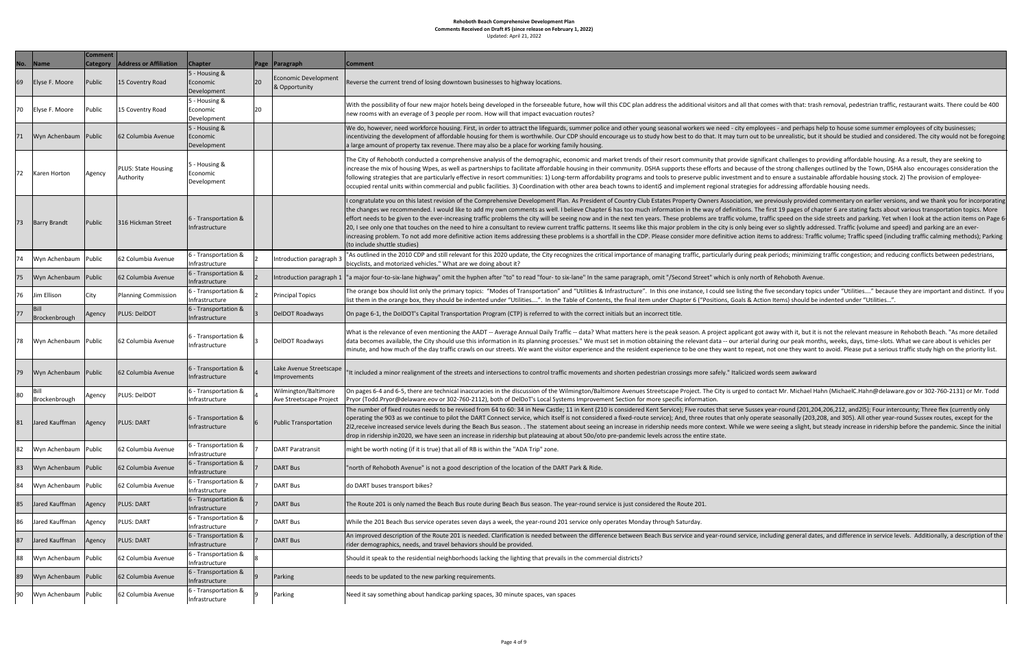# Rehoboth Beach Comprehensive Development Plan

**Comments Received on Draft #5 (since release on February 1, 2022)**

Updated: April 21, 2022

| No. | Name | Comment Category | Address or Affiliation | Chapter | Page | Paragraph | Comment |
|---|---|---|---|---|---|---|---|
| 69 | Elyse F. Moore | Public | 15 Coventry Road | 5 - Housing & Economic Development | 20 | Economic Development & Opportunity | Reverse the current trend of losing downtown businesses to highway locations. |
| 70 | Elyse F. Moore | Public | 15 Coventry Road | 5 - Housing & Economic Development | 20 | | With the possibility of four new major hotels being developed in the forseeable future, how will this CDC plan address the additional visitors and all that comes with that: trash removal, pedestrian traffic, restaurant waits. There could be 400 new rooms with an average of 3 people per room. How will that impact evacuation routes? |
| 71 | Wyn Achenbaum | Public | 62 Columbia Avenue | 5 - Housing & Economic Development | | | We do, however, need workforce housing. First, in order to attract the lifeguards, summer police and other young seasonal workers we need - city employees - and perhaps help to house some summer employees of city businesses; incentivizing the development of affordable housing for them is worthwhile. Our CDP should encourage us to study how best to do that. It may turn out to be unrealistic, but it should be studied and considered. The city would not be foregoing a large amount of property tax revenue. There may also be a place for working family housing. |
| 72 | Karen Horton | Agency | PLUS: State Housing Authority | 5 - Housing & Economic Development | | | The City of Rehoboth conducted a comprehensive analysis of the demographic, economic and market trends of their resort community that provide significant challenges to providing affordable housing. As a result, they are seeking to increase the mix of housing Wpes, as well as partnerships to facilitate affordable housing in their community. DSHA supports these efforts and because of the strong challenges outlined by the Town, DSHA also encourages consideration the following strategies that are particularly effective in resort communities: 1) Long-term affordability programs and tools to preserve public investment and to ensure a sustainable affordable housing stock. 2) The provision of employee-occupied rental units within commercial and public facilities. 3) Coordination with other area beach towns to identi$ and implement regional strategies for addressing affordable housing needs. |
| 73 | Barry Brandt | Public | 316 Hickman Street | 6 - Transportation & Infrastructure | | | I congratulate you on this latest revision of the Comprehensive Development Plan. As President of Country Club Estates Property Owners Association, we previously provided commentary on earlier versions, and we thank you for incorporating the changes we recommended. I would like to add my own comments as well. I believe Chapter 6 has too much information in the way of definitions. The first 19 pages of chapter 6 are stating facts about various transportation topics. More effort needs to be given to the ever-increasing traffic problems the city will be seeing now and in the next ten years. These problems are traffic volume, traffic speed on the side streets and parking. Yet when I look at the action items on Page 6-20, I see only one that touches on the need to hire a consultant to review current traffic patterns. It seems like this major problem in the city is only being ever so slightly addressed. Traffic (volume and speed) and parking are an ever-increasing problem. To not add more definitive action items addressing these problems is a shortfall in the CDP. Please consider more definitive action items to address: Traffic volume; Traffic speed (including traffic calming methods); Parking (to include shuttle studies) |
| 74 | Wyn Achenbaum | Public | 62 Columbia Avenue | 6 - Transportation & Infrastructure | 2 | Introduction paragraph 3 | "As outlined in the 2010 CDP and still relevant for this 2020 update, the City recognizes the critical importance of managing traffic, particularly during peak periods; minimizing traffic congestion; and reducing conflicts between pedestrians, bicyclists, and motorized vehicles." What are we doing about it? |
| 75 | Wyn Achenbaum | Public | 62 Columbia Avenue | 6 - Transportation & Infrastructure | 2 | Introduction paragraph 1 | "a major four-to-six-lane highway" omit the hyphen after "to" to read "four- to six-lane" In the same paragraph, omit "/Second Street" which is only north of Rehoboth Avenue. |
| 76 | Jim Ellison | City | Planning Commission | 6 - Transportation & Infrastructure | 2 | Principal Topics | The orange box should list only the primary topics: "Modes of Transportation" and "Utilities & Infrastructure". In this one instance, I could see listing the five secondary topics under "Utilities…." because they are important and distinct. If you list them in the orange box, they should be indented under "Utilities….". In the Table of Contents, the final item under Chapter 6 ("Positions, Goals & Action Items) should be indented under "Utilities…". |
| 77 | Bill Brockenbrough | Agency | PLUS: DelDOT | 6 - Transportation & Infrastructure | 3 | DelDOT Roadways | On page 6-1, the DoIDOT's Capital Transportation Program (CTP) is referred to with the correct initials but an incorrect title. |
| 78 | Wyn Achenbaum | Public | 62 Columbia Avenue | 6 - Transportation & Infrastructure | 3 | DelDOT Roadways | What is the relevance of even mentioning the AADT -- Average Annual Daily Traffic -- data? What matters here is the peak season. A project applicant got away with it, but it is not the relevant measure in Rehoboth Beach. "As more detailed data becomes available, the City should use this information in its planning processes." We must set in motion obtaining the relevant data -- our arterial during our peak months, weeks, days, time-slots. What we care about is vehicles per minute, and how much of the day traffic crawls on our streets. We want the visitor experience and the resident experience to be one they want to repeat, not one they want to avoid. Please put a serious traffic study high on the priority list. |
| 79 | Wyn Achenbaum | Public | 62 Columbia Avenue | 6 - Transportation & Infrastructure | 4 | Lake Avenue Streetscape Improvements | "It included a minor realignment of the streets and intersections to control traffic movements and shorten pedestrian crossings more safely." Italicized words seem awkward |
| 80 | Bill Brockenbrough | Agency | PLUS: DelDOT | 6 - Transportation & Infrastructure | 4 | Wilmington/Baltimore Ave Streetscape Project | On pages 6-4 and 6-5, there are technical inaccuracies in the discussion of the Wilmington/Baltimore Avenues Streetscape Project. The City is urged to contact Mr. Michael Hahn (MichaelC.Hahn@delaware.gov or 302-760-2131) or Mr. Todd Pryor (Todd.Pryor@delaware.eov or 302-760-2112), both of DelDoT's Local Systems Improvement Section for more specific information. |
| 81 | Jared Kauffman | Agency | PLUS: DART | 6 - Transportation & Infrastructure | 6 | Public Transportation | The number of fixed routes needs to be revised from 64 to 60: 34 in New Castle; 11 in Kent (210 is considered Kent Service); Five routes that serve Sussex year-round (201,204,206,212, and2l5); Four intercounty; Three flex (currently only operating the 903 as we continue to pilot the DART Connect service, which itself is not considered a fixed-route service); And, three routes that only operate seasonally (203,208, and 305). All other year-round Sussex routes, except for the 2l2,receive increased service levels during the Beach Bus season. . The statement about seeing an increase in ridership needs more context. While we were seeing a slight, but steady increase in ridership before the pandemic. Since the initial drop in ridership in2020, we have seen an increase in ridership but plateauing at about 50o/oto pre-pandemic levels across the entire state. |
| 82 | Wyn Achenbaum | Public | 62 Columbia Avenue | 6 - Transportation & Infrastructure | 7 | DART Paratransit | might be worth noting (if it is true) that all of RB is within the "ADA Trip" zone. |
| 83 | Wyn Achenbaum | Public | 62 Columbia Avenue | 6 - Transportation & Infrastructure | 7 | DART Bus | "north of Rehoboth Avenue" is not a good description of the location of the DART Park & Ride. |
| 84 | Wyn Achenbaum | Public | 62 Columbia Avenue | 6 - Transportation & Infrastructure | 7 | DART Bus | do DART buses transport bikes? |
| 85 | Jared Kauffman | Agency | PLUS: DART | 6 - Transportation & Infrastructure | 7 | DART Bus | The Route 201 is only named the Beach Bus route during Beach Bus season. The year-round service is just considered the Route 201. |
| 86 | Jared Kauffman | Agency | PLUS: DART | 6 - Transportation & Infrastructure | 7 | DART Bus | While the 201 Beach Bus service operates seven days a week, the year-round 201 service only operates Monday through Saturday. |
| 87 | Jared Kauffman | Agency | PLUS: DART | 6 - Transportation & Infrastructure | 7 | DART Bus | An improved description of the Route 201 is needed. Clarification is needed between the difference between Beach Bus service and year-round service, including general dates, and difference in service levels. Additionally, a description of the rider demographics, needs, and travel behaviors should be provided. |
| 88 | Wyn Achenbaum | Public | 62 Columbia Avenue | 6 - Transportation & Infrastructure | 8 | | Should it speak to the residential neighborhoods lacking the lighting that prevails in the commercial districts? |
| 89 | Wyn Achenbaum | Public | 62 Columbia Avenue | 6 - Transportation & Infrastructure | 9 | Parking | needs to be updated to the new parking requirements. |
| 90 | Wyn Achenbaum | Public | 62 Columbia Avenue | 6 - Transportation & Infrastructure | 9 | Parking | Need it say something about handicap parking spaces, 30 minute spaces, van spaces |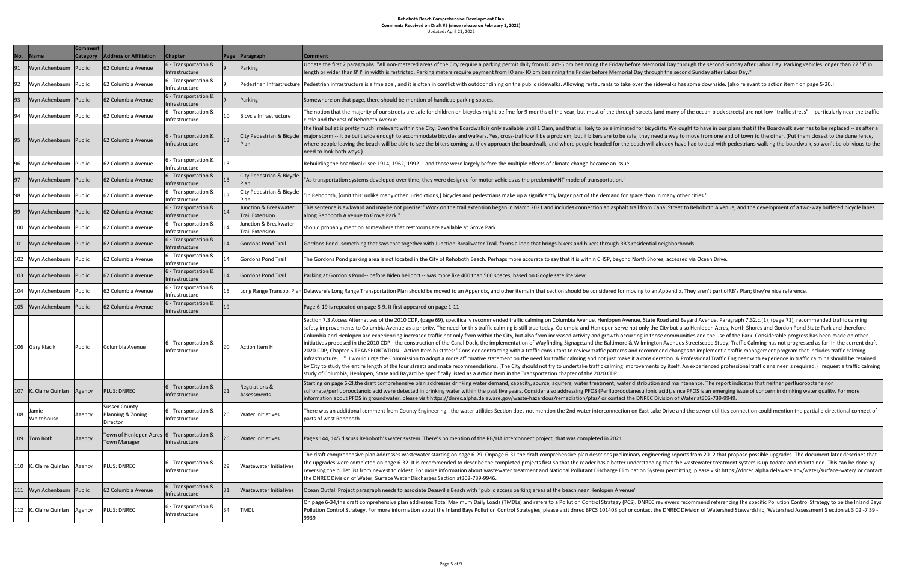# Rehoboth Beach Comprehensive Development Plan
**Comments Received on Draft #5 (since release on February 1, 2022)**
Updated: April 21, 2022

| No. | Name | Comment Category | Address or Affiliation | Chapter | Page | Paragraph | Comment |
|---|---|---|---|---|---|---|---|
| 91 | Wyn Achenbaum | Public | 62 Columbia Avenue | 6 - Transportation & Infrastructure | 9 | Parking | Update the first 2 paragraphs: "All non-metered areas of the City require a parking permit daily from IO am-5 pm beginning the Friday before Memorial Day through the second Sunday after Labor Day. Parking vehicles longer than 22 '3" in length or wider than 8' I" in width is restricted. Parking meters require payment from IO am- IO pm beginning the Friday before Memorial Day through the second Sunday after Labor Day." |
| 92 | Wyn Achenbaum | Public | 62 Columbia Avenue | 6 - Transportation & Infrastructure | 9 | Pedestrian Infrastructure | Pedestrian infrastructure is a fme goal, and it is often in conflict with outdoor dining on the public sidewalks. Allowing restaurants to take over the sidewalks has some downside. [also relevant to action item f on page 5-20.] |
| 93 | Wyn Achenbaum | Public | 62 Columbia Avenue | 6 - Transportation & Infrastructure | 9 | Parking | Somewhere on that page, there should be mention of handicap parking spaces. |
| 94 | Wyn Achenbaum | Public | 62 Columbia Avenue | 6 - Transportation & Infrastructure | 10 | Bicycle Infrastructure | The notion that the majority of our streets are safe for children on bicycles might be fme for 9 months of the year, but most of the through streets (and many of the ocean-block streets) are not low "traffic stress" -- particularly near the traffic circle and the rest of Rehoboth Avenue. |
| 95 | Wyn Achenbaum | Public | 62 Columbia Avenue | 6 - Transportation & Infrastructure | 13 | City Pedestrian & Bicycle Plan | the final bullet is pretty much irrelevant within the City. Even the Boardwalk is only available until 1 Oam, and that is likely to be eliminated for bicyclists. We ought to have in our plans that if the Boardwalk ever has to be replaced -- as after a major storm -- it be built wide enough to accommodate bicycles and walkers. Yes, cross-traffic will be a problem, but if bikers are to be safe, they need a way to move from one end of town to the other. (Put them closest to the dune fence, where people leaving the beach will be able to see the bikers coming as they approach the boardwalk, and where people headed for the beach will already have had to deal with pedestrians walking the boardwalk, so won't be oblivious to the need to look both ways.) |
| 96 | Wyn Achenbaum | Public | 62 Columbia Avenue | 6 - Transportation & Infrastructure | 13 | | Rebuilding the boardwalk: see 1914, 1962, 1992 -- and those were largely before the multiple effects of climate change became an issue. |
| 97 | Wyn Achenbaum | Public | 62 Columbia Avenue | 6 - Transportation & Infrastructure | 13 | City Pedestrian & Bicycle Plan | "As transportation systems developed over time, they were designed for motor vehicles as the predominANT mode of transportation." |
| 98 | Wyn Achenbaum | Public | 62 Columbia Avenue | 6 - Transportation & Infrastructure | 13 | City Pedestrian & Bicycle Plan | "In Rehoboth, [omit this: unlike many other jurisdictions,] bicycles and pedestrians make up a significantly larger part of the demand for space than in many other cities." |
| 99 | Wyn Achenbaum | Public | 62 Columbia Avenue | 6 - Transportation & Infrastructure | 14 | Junction & Breakwater Trail Extension | This sentence is awkward and maybe not precise: "Work on the trail extension began in March 2021 and includes connection an asphalt trail from Canal Street to Rehoboth A venue, and the development of a two-way buffered bicycle lanes along Rehoboth A venue to Grove Park." |
| 100 | Wyn Achenbaum | Public | 62 Columbia Avenue | 6 - Transportation & Infrastructure | 14 | Junction & Breakwater Trail Extension | should probably mention somewhere that restrooms are available at Grove Park. |
| 101 | Wyn Achenbaum | Public | 62 Columbia Avenue | 6 - Transportation & Infrastructure | 14 | Gordons Pond Trail | Gordons Pond- something that says that together with Junction-Breakwater Trail, forms a loop that brings bikers and hikers through RB's residential neighborhoods. |
| 102 | Wyn Achenbaum | Public | 62 Columbia Avenue | 6 - Transportation & Infrastructure | 14 | Gordons Pond Trail | The Gordons Pond parking area is not located in the City of Rehoboth Beach. Perhaps more accurate to say that it is within CHSP, beyond North Shores, accessed via Ocean Drive. |
| 103 | Wyn Achenbaum | Public | 62 Columbia Avenue | 6 - Transportation & Infrastructure | 14 | Gordons Pond Trail | Parking at Gordon's Pond-- before Biden heliport -- was more like 400 than 500 spaces, based on Google satellite view |
| 104 | Wyn Achenbaum | Public | 62 Columbia Avenue | 6 - Transportation & Infrastructure | 15 | Long Range Transpo. Plan | Delaware's Long Range Transportation Plan should be moved to an Appendix, and other items in that section should be considered for moving to an Appendix. They aren't part ofRB's Plan; they're nice reference. |
| 105 | Wyn Achenbaum | Public | 62 Columbia Avenue | 6 - Transportation & Infrastructure | 19 | | Page 6-19 is repeated on page 8-9. It first appeared on page 1-11 |
| 106 | Gary Klacik | Public | Columbia Avenue | 6 - Transportation & Infrastructure | 20 | Action Item H | Section 7.3 Access Alternatives of the 2010 CDP, (page 69), specifically recommended traffic calming on Columbia Avenue, Henlopen Avenue, State Road and Bayard Avenue. Paragraph 7.32.c.(1), (page 71), recommended traffic calming safety improvements to Columbia Avenue as a priority. The need for this traffic calming is still true today. Columbia and Henlopen serve not only the City but also Henlopen Acres, North Shores and Gordon Pond State Park and therefore Columbia and Henlopen are experiencing increased traffic not only from within the City, but also from increased activity and growth occurring in those communities and the use of the Park. Considerable progress has been made on other initiatives proposed in the 2010 CDP - the construction of the Canal Dock, the implementation of Wayfinding Signage,and the Baltimore & Wilmington Avenues Streetscape Study. Traffic Calming has not progressed as far. In the current draft 2020 CDP, Chapter 6 TRANSPORTATION - Action Item h) states: "Consider contracting with a traffic consultant to review traffic patterns and recommend changes to implement a traffic management program that includes traffic calming infrastructure, ...". I would urge the Commission to adopt a more affirmative statement on the need for traffic calming and not just make it a consideration. A Professional Traffic Engineer with experience in traffic calming should be retained by City to study the entire length of the four streets and make recommendations. (The City should not try to undertake traffic calming improvements by itself. An experienced professional traffic engineer is required.) I request a traffic calming study of Columbia, Henlopen, State and Bayard be specifically listed as a Action Item in the Transportation chapter of the 2020 CDP. |
| 107 | K. Claire Quinlan | Agency | PLUS: DNREC | 6 - Transportation & Infrastructure | 21 | Regulations & Assessments | Starting on page 6-2l,the draft comprehensive plan addresses drinking water demand, capacity, source, aquifers, water treatment, water distribution and maintenance. The report indicates that neither perfluorooctane nor sulfonate/perfluorooctanoic acid were detected in drinking water within the past five years. Consider also addressing PFOS (Perfluorooctanesulfonic acid), since PFOS is an emerging issue of concern in drinking water quality. For more information about PFOS in groundwater, please visit https://dnrec.alpha.delaware.gov/waste-hazardous/remediation/pfas/ or contact the DNREC Division of Water at302-739-9949. |
| 108 | Jamie Whitehouse | Agency | Sussex County Planning & Zoning Director | 6 - Transportation & Infrastructure | 26 | Water Initiatives | There was an additional comment from County Engineering - the water utilities Section does not mention the 2nd water interconnection on East Lake Drive and the sewer utilities connection could mention the partial bidirectional connect of parts of west Rehoboth. |
| 109 | Tom Roth | Agency | Town of Henlopen Acres Town Manager | 6 - Transportation & Infrastructure | 26 | Water Initiatives | Pages 144, 145 discuss Rehoboth's water system. There's no mention of the RB/HA interconnect project, that was completed in 2021. |
| 110 | K. Claire Quinlan | Agency | PLUS: DNREC | 6 - Transportation & Infrastructure | 29 | Wastewater Initiatives | The draft comprehensive plan addresses wastewater starting on page 6-29. Onpage 6-31 the draft comprehensive plan describes preliminary engineering reports from 2012 that propose possible upgrades. The document later describes that the upgrades were completed on page 6-32. It is recommended to describe the completed projects first so that the reader has a better understanding that the wastewater treatment system is up-todate and maintained. This can be done by reversing the bullet list from newest to oldest. For more information about wastewater treatment and National Pollutant Discharge Elimination System permitting, please visit https://dnrec.alpha.delaware.gov/water/surface-water/ or contact the DNREC Division of Water, Surface Water Discharges Section at302-739-9946. |
| 111 | Wyn Achenbaum | Public | 62 Columbia Avenue | 6 - Transportation & Infrastructure | 31 | Wastewater Initiatives | Ocean Outfall Project paragraph needs to associate Deauville Beach with "public access parking areas at the beach near Henlopen A venue" |
| 112 | K. Claire Quinlan | Agency | PLUS: DNREC | 6 - Transportation & Infrastructure | 34 | TMDL | On page 6-34,the draft comprehensive plan addresses Total Maximum Daily Loads (TMDLs) and refers to a Pollution Control Strategy (PCS). DNREC reviewers recommend referencing the specific Pollution Control Strategy to be the Inland Bays Pollution Control Strategy. For more information about the Inland Bays Pollution Control Strategies, please visit dnrec BPCS 101408.pdf or contact the DNREC Division of Watershed Stewardship, Watershed Assessment S ection at 3 02 -7 39 - 9939 . |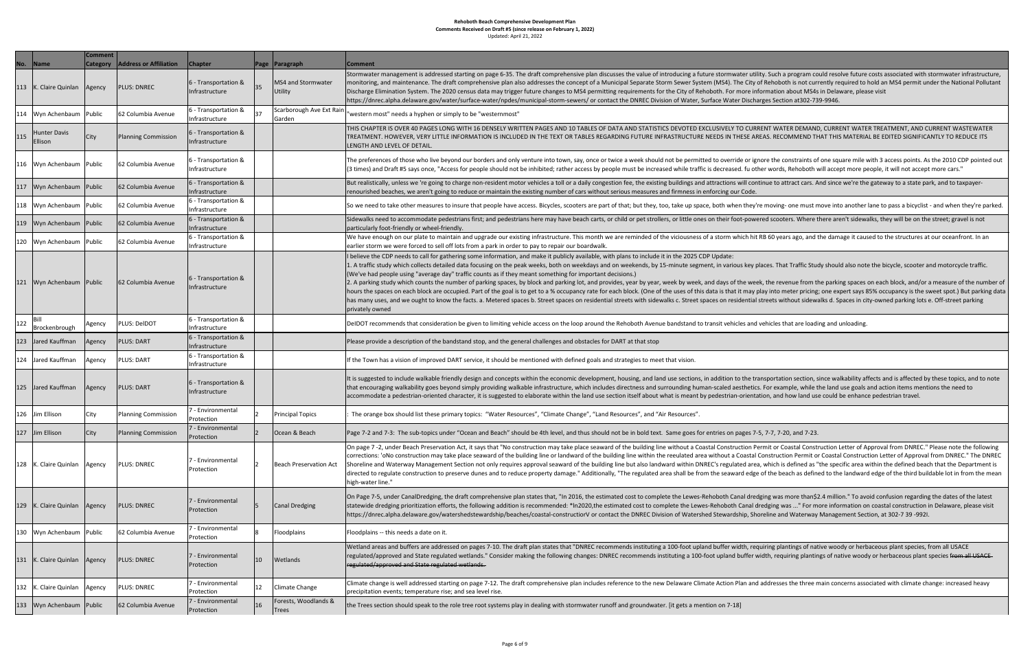**Rehoboth Beach Comprehensive Development Plan**
**Comments Received on Draft #5 (since release on February 1, 2022)**
Updated: April 21, 2022

| No. | Name | Comment Category | Address or Affiliation | Chapter | Page | Paragraph | Comment |
|---|---|---|---|---|---|---|---|
| 113 | K. Claire Quinlan | Agency | PLUS: DNREC | 6 - Transportation & Infrastructure | 35 | MS4 and Stormwater Utility | Stormwater management is addressed starting on page 6-35. The draft comprehensive plan discusses the value of introducing a future stormwater utility. Such a program could resolve future costs associated with stormwater infrastructure, monitoring, and maintenance. The draft comprehensive plan also addresses the concept of a Municipal Separate Storm Sewer System (MS4). The City of Rehoboth is not currently required to hold an MS4 permit under the National Pollutant Discharge Elimination System. The 2020 census data may trigger future changes to MS4 permitting requirements for the City of Rehoboth. For more information about MS4s in Delaware, please visit https://dnrec.alpha.delaware.gov/water/surface-water/npdes/municipal-storm-sewers/ or contact the DNREC Division of Water, Surface Water Discharges Section at302-739-9946. |
| 114 | Wyn Achenbaum | Public | 62 Columbia Avenue | 6 - Transportation & Infrastructure | 37 | Scarborough Ave Ext Rain Garden | "western most" needs a hyphen or simply to be "westernmost" |
| 115 | Hunter Davis Ellison | City | Planning Commission | 6 - Transportation & Infrastructure | | | THIS CHAPTER IS OVER 40 PAGES LONG WITH 16 DENSELY WRITTEN PAGES AND 10 TABLES OF DATA AND STATISTICS DEVOTED EXCLUSIVELY TO CURRENT WATER DEMAND, CURRENT WATER TREATMENT, AND CURRENT WASTEWATER TREATMENT. HOWEVER, VERY LITTLE INFORMATION IS INCLUDED IN THE TEXT OR TABLES REGARDING FUTURE INFRASTRUCTURE NEEDS IN THESE AREAS. RECOMMEND THAT THIS MATERIAL BE EDITED SIGNIFICANTLY TO REDUCE ITS LENGTH AND LEVEL OF DETAIL. |
| 116 | Wyn Achenbaum | Public | 62 Columbia Avenue | 6 - Transportation & Infrastructure | | | The preferences of those who live beyond our borders and only venture into town, say, once or twice a week should not be permitted to override or ignore the constraints of one square mile with 3 access points. As the 2010 CDP pointed out (3 times) and Draft #5 says once, "Access for people should not be inhibited; rather access by people must be increased while traffic is decreased. fu other words, Rehoboth will accept more people, it will not accept more cars." |
| 117 | Wyn Achenbaum | Public | 62 Columbia Avenue | 6 - Transportation & Infrastructure | | | But realistically, unless we 're going to charge non-resident motor vehicles a toll or a daily congestion fee, the existing buildings and attractions will continue to attract cars. And since we're the gateway to a state park, and to taxpayer-renourished beaches, we aren't going to reduce or maintain the existing number of cars without serious measures and firmness in enforcing our Code. |
| 118 | Wyn Achenbaum | Public | 62 Columbia Avenue | 6 - Transportation & Infrastructure | | | So we need to take other measures to insure that people have access. Bicycles, scooters are part of that; but they, too, take up space, both when they're moving- one must move into another lane to pass a bicyclist - and when they're parked. |
| 119 | Wyn Achenbaum | Public | 62 Columbia Avenue | 6 - Transportation & Infrastructure | | | Sidewalks need to accommodate pedestrians first; and pedestrians here may have beach carts, or child or pet strollers, or little ones on their foot-powered scooters. Where there aren't sidewalks, they will be on the street; gravel is not particularly foot-friendly or wheel-friendly. |
| 120 | Wyn Achenbaum | Public | 62 Columbia Avenue | 6 - Transportation & Infrastructure | | | We have enough on our plate to maintain and upgrade our existing infrastructure. This month we are reminded of the viciousness of a storm which hit RB 60 years ago, and the damage it caused to the structures at our oceanfront. In an earlier storm we were forced to sell off lots from a park in order to pay to repair our boardwalk. |
| 121 | Wyn Achenbaum | Public | 62 Columbia Avenue | 6 - Transportation & Infrastructure | | | I believe the CDP needs to call for gathering some information, and make it publicly available, with plans to include it in the 2025 CDP Update:<br>1. A traffic study which collects detailed data focusing on the peak weeks, both on weekdays and on weekends, by 15-minute segment, in various key places. That Traffic Study should also note the bicycle, scooter and motorcycle traffic. (We've had people using "average day" traffic counts as if they meant something for important decisions.)<br>2. A parking study which counts the number of parking spaces, by block and parking lot, and provides, year by year, week by week, and days of the week, the revenue from the parking spaces on each block, and/or a measure of the number of hours the spaces on each block are occupied. Part of the goal is to get to a % occupancy rate for each block. (One of the uses of this data is that it may play into meter pricing; one expert says 85% occupancy is the sweet spot.) But parking data has many uses, and we ought to know the facts. a. Metered spaces b. Street spaces on residential streets with sidewalks c. Street spaces on residential streets without sidewalks d. Spaces in city-owned parking lots e. Off-street parking privately owned |
| 122 | Bill Brockenbrough | Agency | PLUS: DelDOT | 6 - Transportation & Infrastructure | | | DelDOT recommends that consideration be given to limiting vehicle access on the loop around the Rehoboth Avenue bandstand to transit vehicles and vehicles that are loading and unloading. |
| 123 | Jared Kauffman | Agency | PLUS: DART | 6 - Transportation & Infrastructure | | | Please provide a description of the bandstand stop, and the general challenges and obstacles for DART at that stop |
| 124 | Jared Kauffman | Agency | PLUS: DART | 6 - Transportation & Infrastructure | | | If the Town has a vision of improved DART service, it should be mentioned with defined goals and strategies to meet that vision. |
| 125 | Jared Kauffman | Agency | PLUS: DART | 6 - Transportation & Infrastructure | | | It is suggested to include walkable friendly design and concepts within the economic development, housing, and land use sections, in addition to the transportation section, since walkability affects and is affected by these topics, and to note that encouraging walkability goes beyond simply providing walkable infrastructure, which includes directness and surrounding human-scaled aesthetics. For example, while the land use goals and action items mentions the need to accommodate a pedestrian-oriented character, it is suggested to elaborate within the land use section itself about what is meant by pedestrian-orientation, and how land use could be enhance pedestrian travel. |
| 126 | Jim Ellison | City | Planning Commission | 7 - Environmental Protection | 2 | Principal Topics | : The orange box should list these primary topics: "Water Resources", "Climate Change", "Land Resources", and "Air Resources". |
| 127 | Jim Ellison | City | Planning Commission | 7 - Environmental Protection | 2 | Ocean & Beach | Page 7-2 and 7-3: The sub-topics under "Ocean and Beach" should be 4th level, and thus should not be in bold text. Same goes for entries on pages 7-5, 7-7, 7-20, and 7-23. |
| 128 | K. Claire Quinlan | Agency | PLUS: DNREC | 7 - Environmental Protection | 2 | Beach Preservation Act | On page 7 -2, under Beach Preservation Act, it says that "No construction may take place seaward of the building line without a Coastal Construction Permit or Coastal Construction Letter of Approval from DNREC." Please note the following corrections: 'oNo construction may take place seaward of the building line or landward of the building line within the reeulated area without a Coastal Construction Permit or Coastal Construction Letter of Approval from DNREC." The DNREC Shoreline and Waterway Management Section not only requires approval seaward of the building line but also landward within DNREC's regulated area, which is defined as "the specific area within the defined beach that the Department is directed to regulate construction to preserve dunes and to reduce property damage." Additionally, "The regulated area shall be from the seaward edge of the beach as defined to the landward edge of the third buildable lot in from the mean high-water line." |
| 129 | K. Claire Quinlan | Agency | PLUS: DNREC | 7 - Environmental Protection | 5 | Canal Dredging | On Page 7-5, under CanalDredging, the draft comprehensive plan states that, "In 2016, the estimated cost to complete the Lewes-Rehoboth Canal dredging was more than$2.4 million." To avoid confusion regarding the dates of the latest statewide dredging prioritization efforts, the following addition is recommended: *In2020,the estimated cost to complete the Lewes-Rehoboth Canal dredging was ..." For more information on coastal construction in Delaware, please visit https://dnrec.alpha.delaware.gov/watershedstewardship/beaches/coastal-constructiorV or contact the DNREC Division of Watershed Stewardship, Shoreline and Waterway Management Section, at 302-7 39 -992I. |
| 130 | Wyn Achenbaum | Public | 62 Columbia Avenue | 7 - Environmental Protection | 8 | Floodplains | Floodplains -- this needs a date on it. |
| 131 | K. Claire Quinlan | Agency | PLUS: DNREC | 7 - Environmental Protection | 10 | Wetlands | Wetland areas and buffers are addressed on pages 7-10. The draft plan states that "DNREC recommends instituting a 100-foot upland buffer width, requiring plantings of native woody or herbaceous plant species, from all USACE regulated/approved and State regulated wetlands." Consider making the following changes: DNREC recommends instituting a 100-foot upland buffer width, requiring plantings of native woody or herbaceous plant species ~~from all USACE regulated/approved and State regulated wetlands.~~ |
| 132 | K. Claire Quinlan | Agency | PLUS: DNREC | 7 - Environmental Protection | 12 | Climate Change | Climate change is well addressed starting on page 7-12. The draft comprehensive plan includes reference to the new Delaware Climate Action Plan and addresses the three main concerns associated with climate change: increased heavy precipitation events; temperature rise; and sea level rise. |
| 133 | Wyn Achenbaum | Public | 62 Columbia Avenue | 7 - Environmental Protection | 16 | Forests, Woodlands & Trees | the Trees section should speak to the role tree root systems play in dealing with stormwater runoff and groundwater. [it gets a mention on 7-18] |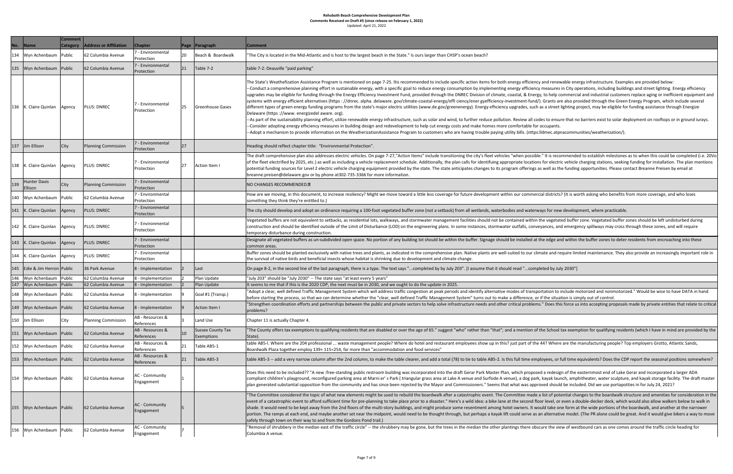# Rehoboth Beach Comprehensive Development Plan

## Comments Received on Draft #5 (since release on February 1, 2022)

Updated: April 21, 2022

| No. | Name | Comment Category | Address or Affiliation | Chapter | Page | Paragraph | Comment |
|---|---|---|---|---|---|---|---|
| 134 | Wyn Achenbaum | Public | 62 Columbia Avenue | 7 - Environmental Protection | 20 | Beach & Boardwalk | "The City is located in the Mid-Atlantic and is host to the largest beach in the State." Is ours larger than CHSP's ocean beach? |
| 135 | Wyn Achenbaum | Public | 62 Columbia Avenue | 7 - Environmental Protection | 21 | Table 7-2 | table 7-2: Deauville "paid parking" |
| 136 | K. Claire Quinlan | Agency | PLUS: DNREC | 7 - Environmental Protection | 25 | Greenhouse Gases | The State's Weathefization Assistance Program is mentioned on page 7-25. ltis recommended to include specific action items for both energy efficiency and renewable energy infrastructure. Examples are provided below:<br>--Conduct a comprehensive planning effort in sustainable energy, with a specific goal to reduce energy consumption by implementing energy efficiency measures in City operations, including buildings and street lighting. Energy efhciency upgrades may be eligible for funding through the Energy Efficiency Investment Fund, provided through the DNREC Division of climate, coastal, & Energy, to help commercial and industrial customers replace aging or inefficient equipment and systems with energy efficient alternatives (https : //dnrec. alpha. delaware. gov/climate-coastal-energy/effi ciency/ener gyefficiency-investment-fund/). Grants are also provided through the Green Energy Program, which include several different types of green energy funding programs from the state's major electric utilities (www.de.gov/greenenergy). Energy efhciency upgrades, such as a street lighting project, may be eligible for funding assistance through Energize Delaware (https ://www. energizedel aware. org).<br>--As part of the sustainability planning effort, utilize renewable energy infrastructure, such as solar and wind, to further reduce pollution. Review all codes to ensure that no barriers exist to solar deployment on rooftops or in ground iurays.<br>--Consider adopting energy efhciency measures in building design and redevelopment to help cut energy costs and make homes more comfortable for occupants.<br>--Adopt a mechanism to provide information on the WeatherizationAssistance Program to customers who are having trouble paying utility bills. (ntps:lldmec.atpnacommunities/weatherization/). |
| 137 | Jim Ellison | City | Planning Commission | 7 - Environmental Protection | 27 | | Heading should reflect chapter title: "Environmental Protection". |
| 138 | K. Claire Quinlan | Agency | PLUS: DNREC | 7 - Environmental Protection | 27 | Action Item I | The draft comprehensive plan also addresses electric vehicles. On page 7-27,"Action Items" include transitioning the city's fleet vehicles "when possible." It is recommended to establish milestones as to when this could be completed (i.e. 20Vo of the fleet electrified by 2025, etc.) as well as including a vehicle replacement schedule. Additionally, the plan calls for identifuing appropriate locations for electric vehicle charging stations, seeking funding for installation. The plan mentions potential funding sources for Level 2 electric vehicle charging equipment provided by the state. The state anticipates changes to its program offerings as well as the funding opportunities. Please contact Breanne Preisen by email at breanne.preisen@delaware.gov or by phone at302-735-3366 for more information. |
| 139 | Hunter Davis Ellison | City | Planning Commission | 7 - Environmental Protection | | | NO CHANGES RECOMMENDED.? |
| 140 | Wyn Achenbaum | Public | 62 Columbia Avenue | 7 - Environmental Protection | | | How are we moving, in this document, to increase resiliency? Might we move toward a little less coverage for future development within our commercial districts? (It is worth asking who benefits from more coverage, and who loses something they think they're entitled to.) |
| 141 | K. Claire Quinlan | Agency | PLUS: DNREC | 7 - Environmental Protection | | | The city should develop and adopt an ordinance requiring a 100-foot vegetated buffer zone (not a setback) from all wetlands, waterbodies and waterways for new development, where practicable. |
| 142 | K. Claire Quinlan | Agency | PLUS: DNREC | 7 - Environmental Protection | | | Vegetated buffers are not equivalent to setbacks, as residential lots, walkways, and stormwater management facilities should not be contained within the vegetated buffer zone. Vegetated buffer zones should be left undisturbed during construction and should be identified outside of the Limit of Disturbance (LOD) on the engineering plans. In some instances, stormwater outfalls, conveyances, and emergency spillways may cross through these zones, and will require temporary disturbance during construction. |
| 143 | K. Claire Quinlan | Agency | PLUS: DNREC | 7 - Environmental Protection | | | Designate all vegetated buffers as un-subdivided open space. No portion of any building lot should be within the buffer. Signage should be installed at the edge and within the buffer zones to deter residents from encroaching into these common areas. |
| 144 | K. Claire Quinlan | Agency | PLUS: DNREC | 7 - Environmental Protection | | | Buffer zones should be planted exclusively with native trees and plants, as indicated in the comprehensive plan. Native plants are well-suited to our climate and require limited maintenance. They also provide an increasingly important role in the survival of native birds and beneficial insects whose habitat is shrinking due to development and climate change. |
| 145 | Edie & Jim Herron | Public | 36 Park Avenue | 8 - Implementation | 2 | Last | On page 8-2, in the second line of the last paragraph, there is a typo. The text says "...completed by July 203". [I assume that it should read "...completed by July 2030"] |
| 146 | Wyn Achenbaum | Public | 62 Columbia Avenue | 8 - Implementation | 2 | Plan Update | "July 203" should be "July 2030" -- The state says "at least every 5 years" |
| 147 | Wyn Achenbaum | Public | 62 Columbia Avenue | 8 - Implementation | 2 | Plan Update | It seems to me that if this is the 2020 CDP, the next must be in 2030, and we ought to do the update in 2025. |
| 148 | Wyn Achenbaum | Public | 62 Columbia Avenue | 8 - Implementation | 9 | Goal #1 (Transp.) | "Adopt a clear, well defined Traffic Management System which will address traffic congestion at peak periods and identify alternative modes of transportation to include motorized and nonmotorized." Would be wise to have DATA in hand before starting the process, so that we can determine whether the "clear, well defined Traffic Management System" turns out to make a difference, or if the situation is simply out of control. |
| 149 | Wyn Achenbaum | Public | 62 Columbia Avenue | 8 - Implementation | 9 | Action Item I | "Strengthen coordination efforts and partnerships between the public and private sectors to help solve infrastructure needs and other critical problems." Does this force us into accepting proposals made by private entities that relate to critical problems? |
| 150 | Jim Ellison | City | Planning Commission | AB - Resources & References | 3 | Land Use | Chapter 11 is actually Chapter 4. |
| 151 | Wyn Achenbaum | Public | 62 Columbia Avenue | AB - Resources & References | 10 | Sussex County Tax Exemptions | "The County offers tax exemptions to qualifying residents that are disabled or over the age of 65." suggest "who" rather than "that"; and a mention of the School tax exemption for qualifying residents (which I have in mind are provided by the State). |
| 152 | Wyn Achenbaum | Public | 62 Columbia Avenue | AB - Resources & References | 21 | Table AB5-1 | table AB5-l. Where are the 204 professional ... waste management people? Where do hotel and restaurant employees show up in this? just part of the 44? Where are the manufacturing people? Top employers Grotto, Atlantic Sands, Boardwalk Plaza together employ 139+ 115=254, far more than "accommodation and food services" |
| 153 | Wyn Achenbaum | Public | 62 Columbia Avenue | AB - Resources & References | 21 | Table AB5-3 | table AB5-3 -- add a very narrow column after the 2nd column, to make the table clearer, and add a total (78) to tie to table AB5-2. Is this full time employees, or full time equivalents? Does the CDP report the seasonal positions somewhere? |
| 154 | Wyn Achenbaum | Public | 62 Columbia Avenue | AC - Community Engagement | 1 | | Does this need to be included?? "A new :free-standing public restroom building was incorporated into the draft Gerar Park Master Plan, which proposed a redesign of the easternmost end of Lake Gerar and incorporated a larger ADA compliant children's playground, reconfigured parking area at Marni er' s Park ( triangular grass area at Lake A venue and Surfside A venue), a dog park, kayak launch, amphitheater, water sculpture, and kayak storage facility. The draft master plan generated substantial opposition from the community and has since been rejected by the Mayor and Commissioners." Seems that what was approved should be included. Did we use portapotties in for July 24, 2021? |
| 155 | Wyn Achenbaum | Public | 62 Columbia Avenue | AC - Community Engagement | 5 | | "The Committee considered the topic of what new elements might be used to rebuild the boardwalk after a catastrophic event. The Committee made a list of potential changes to the boardwalk structure and amenities for consideration in the event of a catastrophic event to afford sufficient time for pre-planning to take place prior to a disaster." Here's a wild idea: a bike lane at the second floor level, or even a double-decker deck, which would also allow walkers below to walk in shade. It would need to be kept away from the 2nd floors of the multi-story buildings, and might produce some resentment among hotel owners. It would take one form at the wide portions of the boardwalk, and another at the narrower portion. The ramps at each end, and maybe another set near the midpoint, would need to be thought through, but perhaps a kayak lift could serve as an alternative model. (The PR alone could be great. And it would give bikers a way to move safely through town on their way to and from the Gordons Pond trail.) |
| 156 | Wyn Achenbaum | Public | 62 Columbia Avenue | AC - Community Engagement | 7 | | "Removal of shrubbery in the median east of the traffic circle" -- the shrubbery may be gone, but the trees in the median the other plantings there obscure the view of westbound cars as one comes around the traffic circle heading for Columbia A venue. |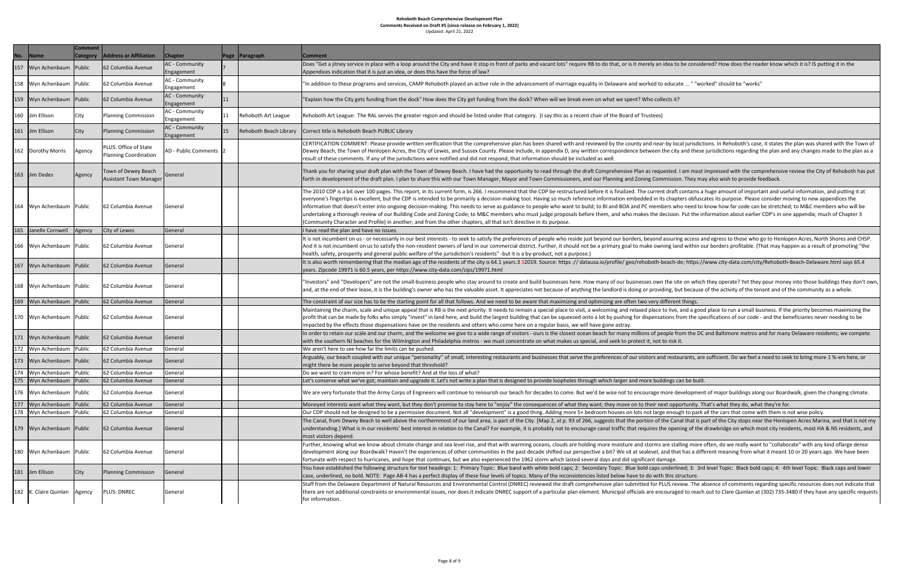# Rehoboth Beach Comprehensive Development Plan

**Comments Received on Draft #5 (since release on February 1, 2022)**

Updated: April 21, 2022

| No. | Name | Comment Category | Address or Affiliation | Chapter | Page | Paragraph | Comment |
|---|---|---|---|---|---|---|---|
| 157 | Wyn Achenbaum | Public | 62 Columbia Avenue | AC - Community Engagement | 7 | | Does "Get a jitney service in place with a loop around the City and have it stop in front of parks and vacant lots" require RB to do that, or is it merely an idea to be considered? How does the reader know which it is? IS putting it in the Appendices indication that it is just an idea, or does this have the force of law? |
| 158 | Wyn Achenbaum | Public | 62 Columbia Avenue | AC - Community Engagement | 8 | | "In addition to these programs and services, CAMP Rehoboth played an active role in the advancement of marriage equality in Delaware and worked to educate ... " "worked" should be "works" |
| 159 | Wyn Achenbaum | Public | 62 Columbia Avenue | AC - Community Engagement | 11 | | "Explain how the City gets funding from the dock" How does the City get funding from the dock? When will we break even on what we spent? Who collects it? |
| 160 | Jim Ellison | City | Planning Commission | AC - Community Engagement | 11 | Rehoboth Art League | Rehoboth Art League: The RAL serves the greater region and should be listed under that category. (I say this as a recent chair of the Board of Trustees) |
| 161 | Jim Ellison | City | Planning Commission | AC - Community Engagement | 15 | Rehoboth Beach Library | Correct title is Rehoboth Beach PUBLIC Library |
| 162 | Dorothy Morris | Agency | PLUS: Office of State Planning Coordination | AD - Public Comments | 2 | | CERTIFICATION COMMENT: Please provide written verification that the comprehensive plan has been shared with and reviewed by the county and near-by local jurisdictions. In Rehoboth's case, it states the plan was shared with the Town of Dewey Beach, the Town of Henlopen Acres, the City of Lewes, and Sussex County. Please include, in appendix D, any written correspondence between the city and these jurisdictions regarding the plan and any changes made to the plan as a result of these comments. If any of the jurisdictions were notified and did not respond, that information should be included as well. |
| 163 | Jim Dedes | Agency | Town of Dewey Beach Assistant Town Manager | General | | | Thank you for sharing your draft plan with the Town of Dewey Beach. I have had the opportunity to read through the draft Comprehensive Plan as requested. I am most impressed with the comprehensive review the City of Rehoboth has put forth in development of the draft plan. I plan to share this with our Town Manager, Mayor and Town Commissioners, and our Planning and Zoning Commission. They may also wish to provide feedback. |
| 164 | Wyn Achenbaum | Public | 62 Columbia Avenue | General | | | The 2010 CDP is a bit over 100 pages. This report, in its current form, is 266. I recommend that the CDP be restructured before it is finalized. The current draft contains a huge amount of important and useful information, and putting it at everyone's fingertips is excellent, but the CDP is intended to be primarily a decision-making tool. Having so much reference information embedded in its chapters obfuscates its purpose. Please consider moving to new appendices the information that doesn't enter into ongoing decision-making. This needs to serve as guidance to people who want to build; to BI and BOA and PC members who need to know how far code can be stretched; to M&C members who will be undertaking a thorough review of our Building Code and Zoning Code; to M&C members who must judge proposals before them, and who makes the decision. Put the information about earlier CDP's in one appendix; much of Chapter 3 (Community Character and Profile) in another; and from the other chapters, all that isn't directive in its purpose. |
| 165 | Janelle Cornwell | Agency | City of Lewes | General | | | I have read the plan and have no issues. |
| 166 | Wyn Achenbaum | Public | 62 Columbia Avenue | General | | | It is not incumbent on us - or necessarily in our best interests - to seek to satisfy the preferences of people who reside just beyond our borders, beyond assuring access and egress to those who go to Henlopen Acres, North Shores and CHSP. And it is not incumbent on us to satisfy the non-resident owners of land in our commercial district. Further, it should not be a primary goal to make owning land within our borders profitable. (That may happen as a result of promoting "the health, safety, prosperity and general public welfare of the jurisdiction's residents" -but it is a by-product, not a purpose.) |
| 167 | Wyn Achenbaum | Public | 62 Columbia Avenue | General | | | It is also worth remembering that the median age of the residents of the city is 64.1 years.3 32019. Source: https :// datausa.io/profile/ geo/rehoboth-beach-de; https://www.city-data.com/city/Rehoboth-Beach-Delaware.html says 65.4 years. Zipcode 19971 is 60.5 years, per https://www.city-data.com/zips/19971.html |
| 168 | Wyn Achenbaum | Public | 62 Columbia Avenue | General | | | "Investors" and "Developers" are not the small-business people who stay around to create and build businesses here. How many of our businesses own the site on which they operate? Yet they pour money into those buildings they don't own, and, at the end of their lease, it is the building's owner who has the valuable asset. It appreciates not because of anything the landlord is doing or providing, but because of the activity of the tenant and of the community as a whole. |
| 169 | Wyn Achenbaum | Public | 62 Columbia Avenue | General | | | The constraint of our size has to be the starting point for all that follows. And we need to be aware that maximizing and optimizing are often two very different things. |
| 170 | Wyn Achenbaum | Public | 62 Columbia Avenue | General | | | Maintaining the charm, scale and unique appeal that is RB is the next priority. It needs to remain a special place to visit, a welcoming and relaxed place to live, and a good place to run a small business. If the priority becomes maximizing the profit that can be made by folks who simply "invest" in land here, and build the largest building that can be squeezed onto a lot by pushing for dispensations from the specifications of our code - and the beneficiaries never needing to be impacted by the effects those dispensations have on the residents and others who come here on a regular basis, we will have gone astray. |
| 171 | Wyn Achenbaum | Public | 62 Columbia Avenue | General | | | In order to retain our scale and our charm, and the welcome we give to a wide range of visitors - ours is the closest ocean beach for many millions of people from the DC and Baltimore metros and for many Delaware residents; we compete with the southern NJ beaches for the Wilmington and Philadelphia metros - we must concentrate on what makes us special, and seek to protect it, not to risk it. |
| 172 | Wyn Achenbaum | Public | 62 Columbia Avenue | General | | | We aren't here to see how far the limits can be pushed. |
| 173 | Wyn Achenbaum | Public | 62 Columbia Avenue | General | | | Arguably, our beach coupled with our unique "personality" of small, interesting restaurants and businesses that serve the preferences of our visitors and restaurants, are sufficient. Do we feel a need to seek to bring more 1 %-ers here, or might there be more people to serve beyond that threshold? |
| 174 | Wyn Achenbaum | Public | 62 Columbia Avenue | General | | | Do we want to cram more in? For whose benefit? And at the loss of what? |
| 175 | Wyn Achenbaum | Public | 62 Columbia Avenue | General | | | Let's conserve what we've got; maintain and upgrade it. Let's not write a plan that is designed to provide loopholes through which larger and more buildings can be built. |
| 176 | Wyn Achenbaum | Public | 62 Columbia Avenue | General | | | We are very fortunate that the Army Corps of Engineers will continue to renourish our beach for decades to come. But we'd be wise not to encourage more development of major buildings along our Boardwalk, given the changing climate. |
| 177 | Wyn Achenbaum | Public | 62 Columbia Avenue | General | | | Moneyed interests want what they want, but they don't promise to stay here to "enjoy" the consequences of what they want; they move on to their next opportunity. That's what they do, what they're for. |
| 178 | Wyn Achenbaum | Public | 62 Columbia Avenue | General | | | Our CDP should not be designed to be a permissive document. Not all "development" is a good thing. Adding more 5+ bedroom houses on lots not large enough to park all the cars that come with them is not wise policy. |
| 179 | Wyn Achenbaum | Public | 62 Columbia Avenue | General | | | The Canal, from Dewey Beach to well above the northernmost of our land area, is part of the City. [Map 2, at p. 93 of 266, suggests that the portion of the Canal that is part of the City stops near the Henlopen Acres Marina, and that is not my understanding.] What is in our residents' best interest in relation to the Canal? For example, it is probably not to encourage canal traffic that requires the opening of the drawbridge on which most city residents, most HA & NS residents, and most visitors depend. |
| 180 | Wyn Achenbaum | Public | 62 Columbia Avenue | General | | | Further, knowing what we know about climate change and sea level rise, and that with warming oceans, clouds are holding more moisture and storms are stalling more often, do we really want to "collaborate" with any kind oflarge dense development along our Boardwalk? Haven't the experiences of other communities in the past decade shifted our perspective a bit? We sit at sealevel, and that has a different meaning from what it meant 10 or 20 years ago. We have been fortunate with respect to hurricanes, and hope that continues, but we also experienced the 1962 storm which lasted several days and did significant damage. |
| 181 | Jim Ellison | City | Planning Commission | General | | | You have established the following structure for text headings: 1: Primary Topic: Blue band with white bold caps; 2: Secondary Topic: Blue bold caps underlined; 3: 3rd level Topic: Black bold caps; 4: 4th level Topic: Black caps and lower case, underlined, no bold. NOTE: Page AB-4 has a perfect display of these four levels of topics. Many of the inconsistencies listed below have to do with this structure. |
| 182 | K. Claire Quinlan | Agency | PLUS: DNREC | General | | | Staff from the Delaware Department of Natural Resources and Environmental Control (DNREC) reviewed the draft comprehensive plan submitted for PLUS review. The absence of comments regarding specific resources does not indicate that there are not additional constraints or environmental issues, nor does it indicate DNREC support of a particular plan element. Municipal officials are encouraged to reach out to Clare Quinlan at (302) 735-3480 if they have any specific requests for information. |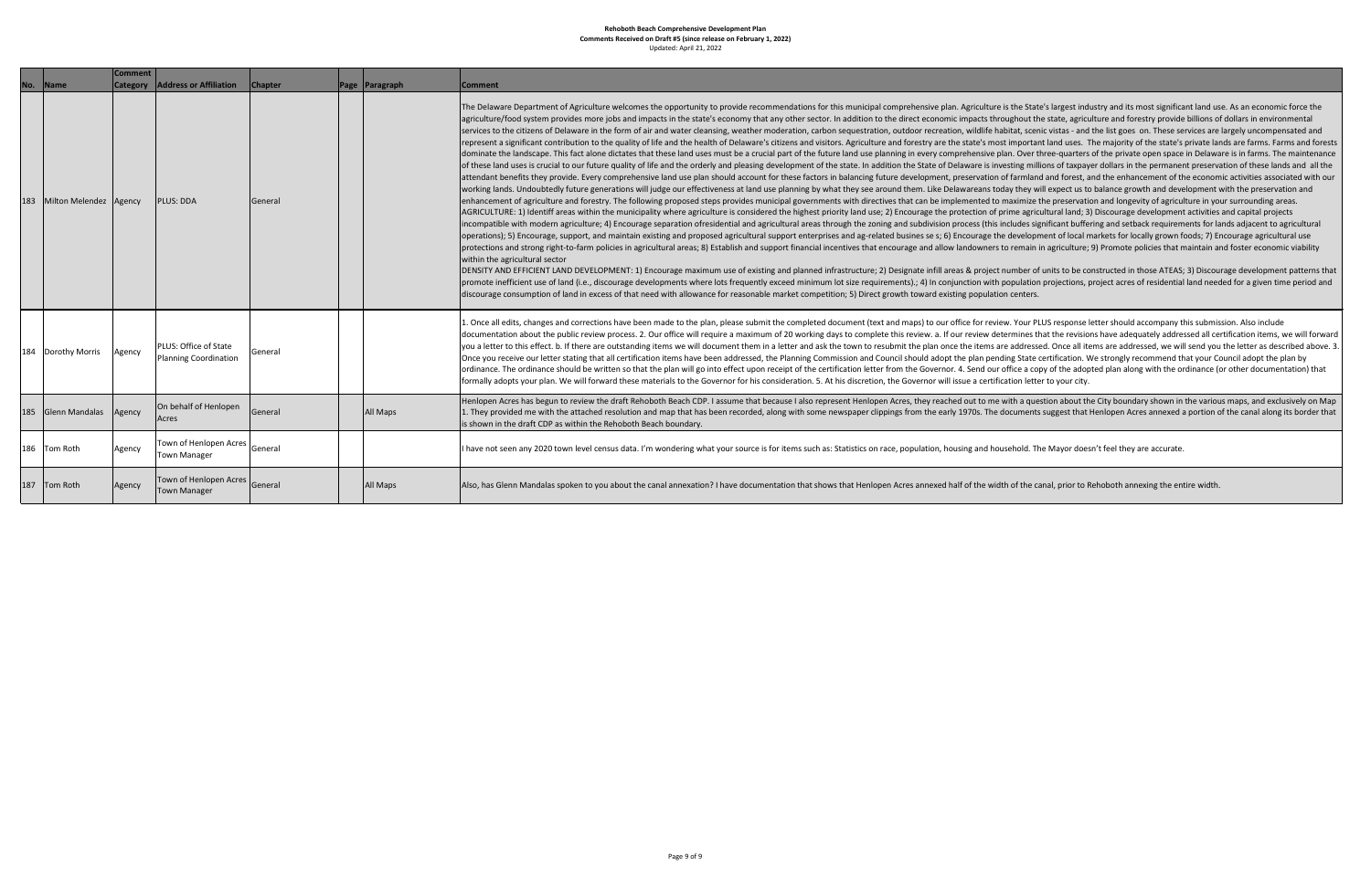**Rehoboth Beach Comprehensive Development Plan**
**Comments Received on Draft #5 (since release on February 1, 2022)**
Updated: April 21, 2022

| No. | Name | Comment Category | Address or Affiliation | Chapter | Page | Paragraph | Comment |
|---|---|---|---|---|---|---|---|
| 183 | Milton Melendez | Agency | PLUS: DDA | General | | | The Delaware Department of Agriculture welcomes the opportunity to provide recommendations for this municipal comprehensive plan. Agriculture is the State's largest industry and its most significant land use. As an economic force the agriculture/food system provides more jobs and impacts in the state's economy that any other sector. In addition to the direct economic impacts throughout the state, agriculture and forestry provide billions of dollars in environmental services to the citizens of Delaware in the form of air and water cleansing, weather moderation, carbon sequestration, outdoor recreation, wildlife habitat, scenic vistas - and the list goes on. These services are largely uncompensated and represent a significant contribution to the quality of life and the health of Delaware's citizens and visitors. Agriculture and forestry are the state's most important land uses. The majority of the state's private lands are farms. Farms and forests dominate the landscape. This fact alone dictates that these land uses must be a crucial part of the future land use planning in every comprehensive plan. Over three-quarters of the private open space in Delaware is in farms. The maintenance of these land uses is crucial to our future quality of life and the orderly and pleasing development of the state. In addition the State of Delaware is investing millions of taxpayer dollars in the permanent preservation of these lands and all the attendant benefits they provide. Every comprehensive land use plan should account for these factors in balancing future development, preservation of farmland and forest, and the enhancement of the economic activities associated with our working lands. Undoubtedly future generations will judge our effectiveness at land use planning by what they see around them. Like Delawareans today they will expect us to balance growth and development with the preservation and enhancement of agriculture and forestry. The following proposed steps provides municipal governments with directives that can be implemented to maximize the preservation and longevity of agriculture in your surrounding areas. AGRICULTURE: 1) Identiff areas within the municipality where agriculture is considered the highest priority land use; 2) Encourage the protection of prime agricultural land; 3) Discourage development activities and capital projects incompatible with modern agriculture; 4) Encourage separation ofresidential and agricultural areas through the zoning and subdivision process (this includes significant buffering and setback requirements for lands adjacent to agricultural operations); 5) Encourage, support, and maintain existing and proposed agricultural support enterprises and ag-related busines se s; 6) Encourage the development of local markets for locally grown foods; 7) Encourage agricultural use protections and strong right-to-farm policies in agricultural areas; 8) Establish and support financial incentives that encourage and allow landowners to remain in agriculture; 9) Promote policies that maintain and foster economic viability within the agricultural sector<br>DENSITY AND EFFICIENT LAND DEVELOPMENT: 1) Encourage maximum use of existing and planned infrastructure; 2) Designate infill areas & project number of units to be constructed in those ATEAS; 3) Discourage development patterns that promote inefficient use of land (i.e., discourage developments where lots frequently exceed minimum lot size requirements).; 4) In conjunction with population projections, project acres of residential land needed for a given time period and discourage consumption of land in excess of that need with allowance for reasonable market competition; 5) Direct growth toward existing population centers. |
| 184 | Dorothy Morris | Agency | PLUS: Office of State Planning Coordination | General | | | 1. Once all edits, changes and corrections have been made to the plan, please submit the completed document (text and maps) to our office for review. Your PLUS response letter should accompany this submission. Also include documentation about the public review process. 2. Our office will require a maximum of 20 working days to complete this review. a. If our review determines that the revisions have adequately addressed all certification items, we will forward you a letter to this effect. b. If there are outstanding items we will document them in a letter and ask the town to resubmit the plan once the items are addressed. Once all items are addressed, we will send you the letter as described above. 3. Once you receive our letter stating that all certification items have been addressed, the Planning Commission and Council should adopt the plan pending State certification. We strongly recommend that your Council adopt the plan by ordinance. The ordinance should be written so that the plan will go into effect upon receipt of the certification letter from the Governor. 4. Send our office a copy of the adopted plan along with the ordinance (or other documentation) that formally adopts your plan. We will forward these materials to the Governor for his consideration. 5. At his discretion, the Governor will issue a certification letter to your city. |
| 185 | Glenn Mandalas | Agency | On behalf of Henlopen Acres | General | | All Maps | Henlopen Acres has begun to review the draft Rehoboth Beach CDP. I assume that because I also represent Henlopen Acres, they reached out to me with a question about the City boundary shown in the various maps, and exclusively on Map 1. They provided me with the attached resolution and map that has been recorded, along with some newspaper clippings from the early 1970s. The documents suggest that Henlopen Acres annexed a portion of the canal along its border that is shown in the draft CDP as within the Rehoboth Beach boundary. |
| 186 | Tom Roth | Agency | Town of Henlopen Acres Town Manager | General | | | I have not seen any 2020 town level census data. I'm wondering what your source is for items such as: Statistics on race, population, housing and household. The Mayor doesn't feel they are accurate. |
| 187 | Tom Roth | Agency | Town of Henlopen Acres Town Manager | General | | All Maps | Also, has Glenn Mandalas spoken to you about the canal annexation? I have documentation that shows that Henlopen Acres annexed half of the width of the canal, prior to Rehoboth annexing the entire width. |